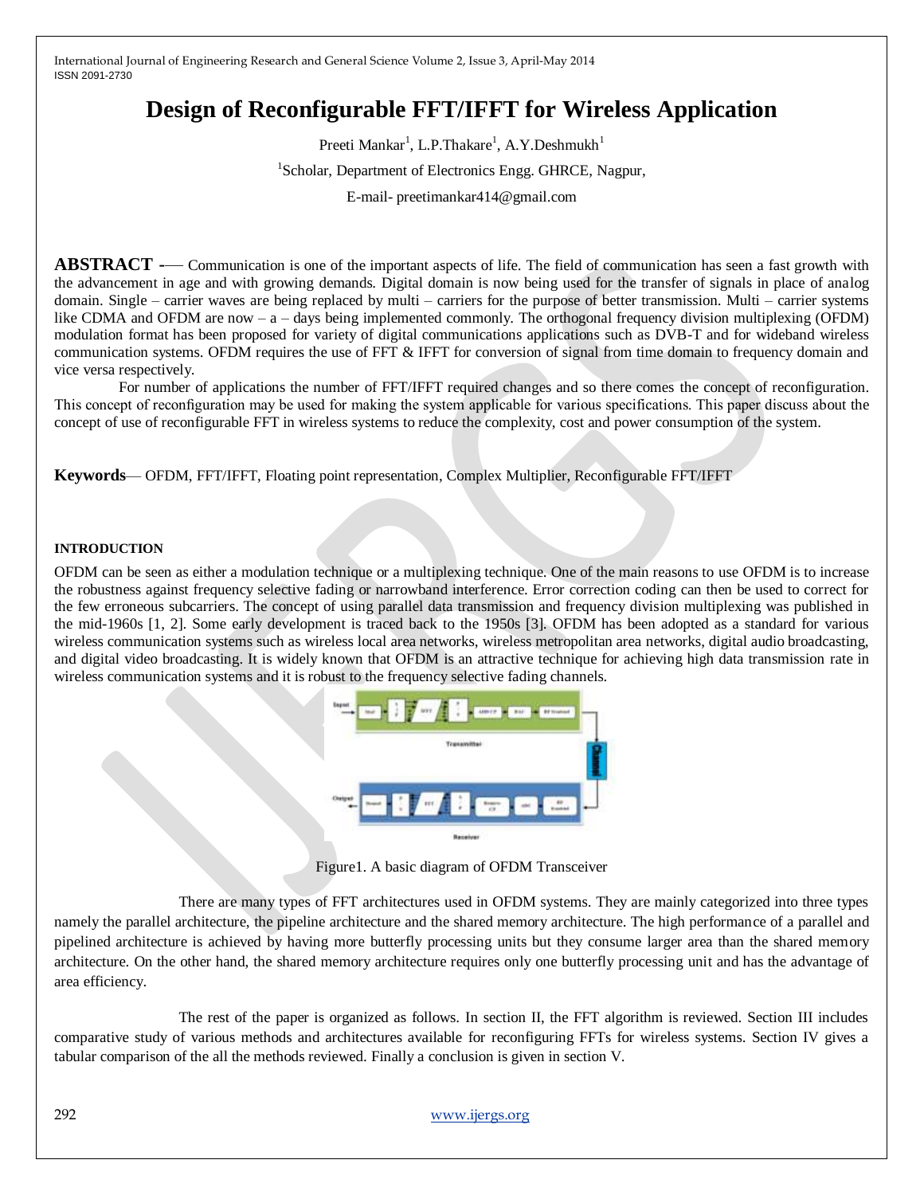# Design of Reconfigurable FFT/IFFT for Wireless Application

Preeti Mankar[1], L.P.Thakare[1], A.Y.Deshmukh[1]

[1]Scholar, Department of Electronics Engg. GHRCE, Nagpur,

E-mail- preetimankar414@gmail.com

**ABSTRACT** -— Communication is one of the important aspects of life. The field of communication has seen a fast growth with the advancement in age and with growing demands. Digital domain is now being used for the transfer of signals in place of analog domain. Single – carrier waves are being replaced by multi – carriers for the purpose of better transmission. Multi – carrier systems like CDMA and OFDM are now – a – days being implemented commonly. The orthogonal frequency division multiplexing (OFDM) modulation format has been proposed for variety of digital communications applications such as DVB-T and for wideband wireless communication systems. OFDM requires the use of FFT & IFFT for conversion of signal from time domain to frequency domain and vice versa respectively.

For number of applications the number of FFT/IFFT required changes and so there comes the concept of reconfiguration. This concept of reconfiguration may be used for making the system applicable for various specifications. This paper discuss about the concept of use of reconfigurable FFT in wireless systems to reduce the complexity, cost and power consumption of the system.

**Keywords**— OFDM, FFT/IFFT, Floating point representation, Complex Multiplier, Reconfigurable FFT/IFFT

## INTRODUCTION

OFDM can be seen as either a modulation technique or a multiplexing technique. One of the main reasons to use OFDM is to increase the robustness against frequency selective fading or narrowband interference. Error correction coding can then be used to correct for the few erroneous subcarriers. The concept of using parallel data transmission and frequency division multiplexing was published in the mid-1960s [1, 2]. Some early development is traced back to the 1950s [3]. OFDM has been adopted as a standard for various wireless communication systems such as wireless local area networks, wireless metropolitan area networks, digital audio broadcasting, and digital video broadcasting. It is widely known that OFDM is an attractive technique for achieving high data transmission rate in wireless communication systems and it is robust to the frequency selective fading channels.

Figure1. A basic diagram of OFDM Transceiver

There are many types of FFT architectures used in OFDM systems. They are mainly categorized into three types namely the parallel architecture, the pipeline architecture and the shared memory architecture. The high performance of a parallel and pipelined architecture is achieved by having more butterfly processing units but they consume larger area than the shared memory architecture. On the other hand, the shared memory architecture requires only one butterfly processing unit and has the advantage of area efficiency.

The rest of the paper is organized as follows. In section II, the FFT algorithm is reviewed. Section III includes comparative study of various methods and architectures available for reconfiguring FFTs for wireless systems. Section IV gives a tabular comparison of the all the methods reviewed. Finally a conclusion is given in section V.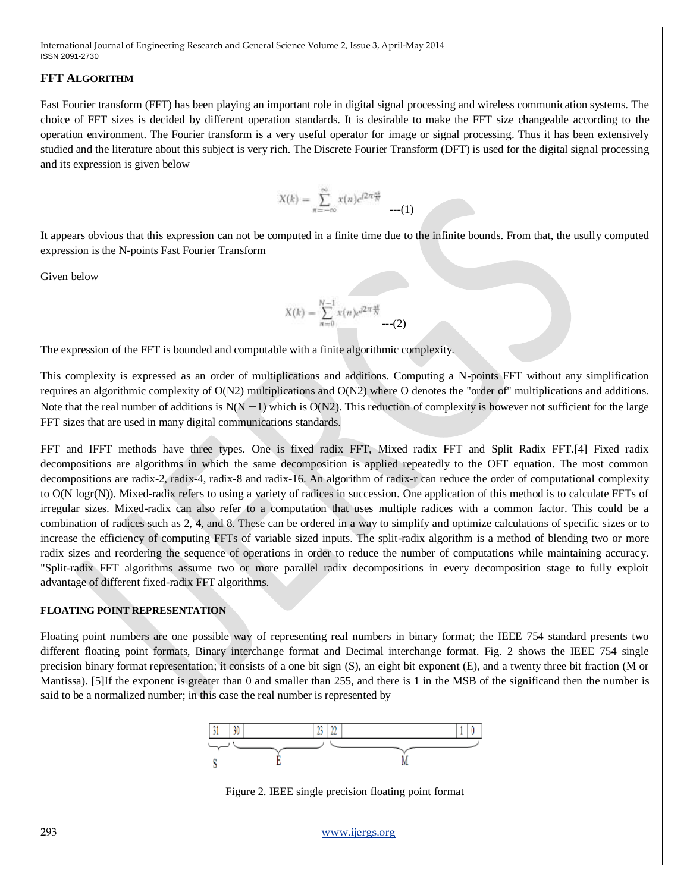## FFT ALGORITHM

Fast Fourier transform (FFT) has been playing an important role in digital signal processing and wireless communication systems. The choice of FFT sizes is decided by different operation standards. It is desirable to make the FFT size changeable according to the operation environment. The Fourier transform is a very useful operator for image or signal processing. Thus it has been extensively studied and the literature about this subject is very rich. The Discrete Fourier Transform (DFT) is used for the digital signal processing and its expression is given below

$$X(k) = \sum_{n=-\infty}^{\infty} x(n)e^{j2\pi\frac{nk}{N}} \quad \text{---(1)}$$

It appears obvious that this expression can not be computed in a finite time due to the infinite bounds. From that, the usully computed expression is the N-points Fast Fourier Transform

Given below

$$X(k) = \sum_{n=0}^{N-1} x(n)e^{j2\pi\frac{nk}{N}} \quad \text{---(2)}$$

The expression of the FFT is bounded and computable with a finite algorithmic complexity.

This complexity is expressed as an order of multiplications and additions. Computing a N-points FFT without any simplification requires an algorithmic complexity of O(N2) multiplications and O(N2) where O denotes the "order of" multiplications and additions. Note that the real number of additions is N(N −1) which is O(N2). This reduction of complexity is however not sufficient for the large FFT sizes that are used in many digital communications standards.

FFT and IFFT methods have three types. One is fixed radix FFT, Mixed radix FFT and Split Radix FFT.[4] Fixed radix decompositions are algorithms in which the same decomposition is applied repeatedly to the OFT equation. The most common decompositions are radix-2, radix-4, radix-8 and radix-16. An algorithm of radix-r can reduce the order of computational complexity to O(N logr(N)). Mixed-radix refers to using a variety of radices in succession. One application of this method is to calculate FFTs of irregular sizes. Mixed-radix can also refer to a computation that uses multiple radices with a common factor. This could be a combination of radices such as 2, 4, and 8. These can be ordered in a way to simplify and optimize calculations of specific sizes or to increase the efficiency of computing FFTs of variable sized inputs. The split-radix algorithm is a method of blending two or more radix sizes and reordering the sequence of operations in order to reduce the number of computations while maintaining accuracy. "Split-radix FFT algorithms assume two or more parallel radix decompositions in every decomposition stage to fully exploit advantage of different fixed-radix FFT algorithms.

### FLOATING POINT REPRESENTATION

Floating point numbers are one possible way of representing real numbers in binary format; the IEEE 754 standard presents two different floating point formats, Binary interchange format and Decimal interchange format. Fig. 2 shows the IEEE 754 single precision binary format representation; it consists of a one bit sign (S), an eight bit exponent (E), and a twenty three bit fraction (M or Mantissa). [5]If the exponent is greater than 0 and smaller than 255, and there is 1 in the MSB of the significand then the number is said to be a normalized number; in this case the real number is represented by

| 31 | 30 ... 23 | 22 ... 1 0 |
|---|---|---|
| S | E | M |

Figure 2. IEEE single precision floating point format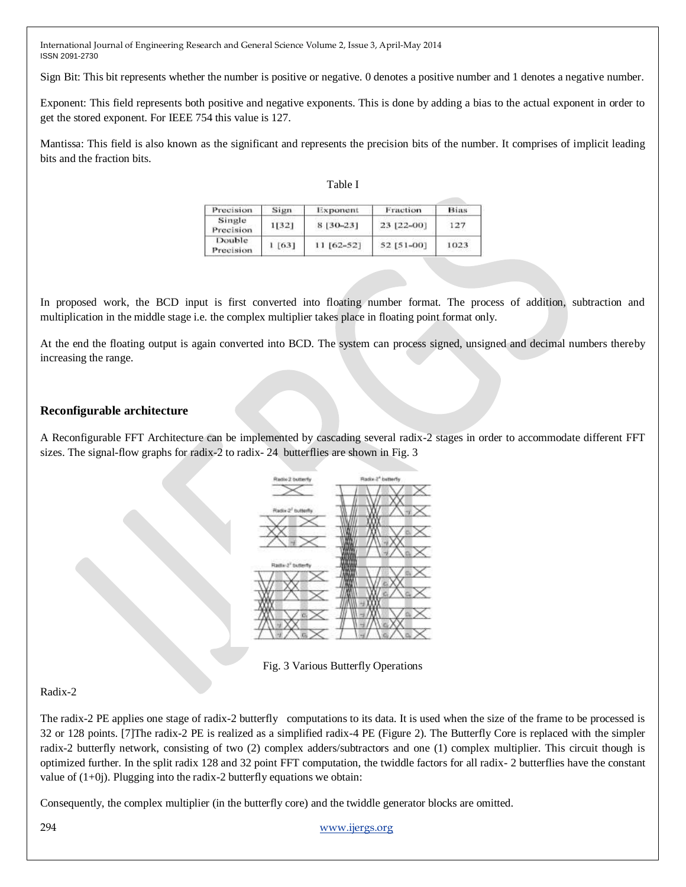Sign Bit: This bit represents whether the number is positive or negative. 0 denotes a positive number and 1 denotes a negative number.

Exponent: This field represents both positive and negative exponents. This is done by adding a bias to the actual exponent in order to get the stored exponent. For IEEE 754 this value is 127.

Mantissa: This field is also known as the significant and represents the precision bits of the number. It comprises of implicit leading bits and the fraction bits.

Table I

| Precision | Sign | Exponent | Fraction | Bias |
|---|---|---|---|---|
| Single Precision | 1[32] | 8 [30-23] | 23 [22-00] | 127 |
| Double Precision | 1 [63] | 11 [62-52] | 52 [51-00] | 1023 |

In proposed work, the BCD input is first converted into floating number format. The process of addition, subtraction and multiplication in the middle stage i.e. the complex multiplier takes place in floating point format only.

At the end the floating output is again converted into BCD. The system can process signed, unsigned and decimal numbers thereby increasing the range.

## Reconfigurable architecture

A Reconfigurable FFT Architecture can be implemented by cascading several radix-2 stages in order to accommodate different FFT sizes. The signal-flow graphs for radix-2 to radix- 24 butterflies are shown in Fig. 3

Fig. 3 Various Butterfly Operations

Radix-2

The radix-2 PE applies one stage of radix-2 butterfly computations to its data. It is used when the size of the frame to be processed is 32 or 128 points. [7]The radix-2 PE is realized as a simplified radix-4 PE (Figure 2). The Butterfly Core is replaced with the simpler radix-2 butterfly network, consisting of two (2) complex adders/subtractors and one (1) complex multiplier. This circuit though is optimized further. In the split radix 128 and 32 point FFT computation, the twiddle factors for all radix- 2 butterflies have the constant value of (1+0j). Plugging into the radix-2 butterfly equations we obtain:

Consequently, the complex multiplier (in the butterfly core) and the twiddle generator blocks are omitted.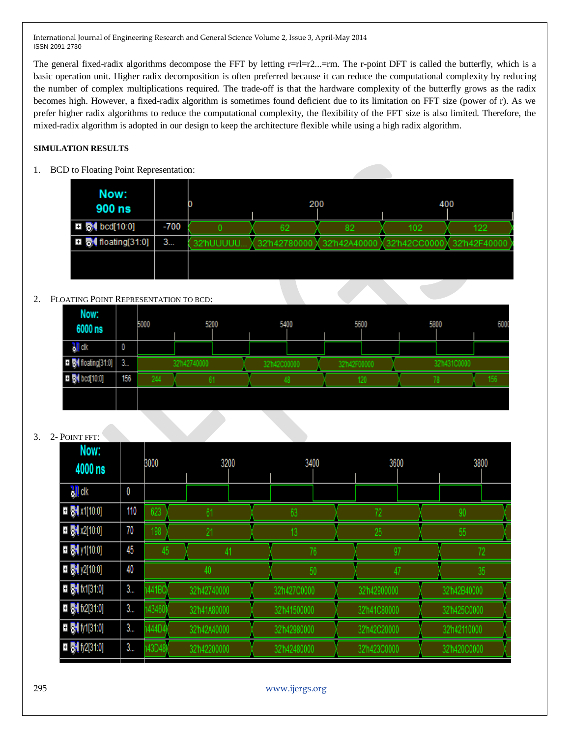The general fixed-radix algorithms decompose the FFT by letting r=rl=r2...=rm. The r-point DFT is called the butterfly, which is a basic operation unit. Higher radix decomposition is often preferred because it can reduce the computational complexity by reducing the number of complex multiplications required. The trade-off is that the hardware complexity of the butterfly grows as the radix becomes high. However, a fixed-radix algorithm is sometimes found deficient due to its limitation on FFT size (power of r). As we prefer higher radix algorithms to reduce the computational complexity, the flexibility of the FFT size is also limited. Therefore, the mixed-radix algorithm is adopted in our design to keep the architecture flexible while using a high radix algorithm.

**SIMULATION RESULTS**

1. BCD to Floating Point Representation:

2. FLOATING POINT REPRESENTATION TO BCD:

3. 2- POINT FFT: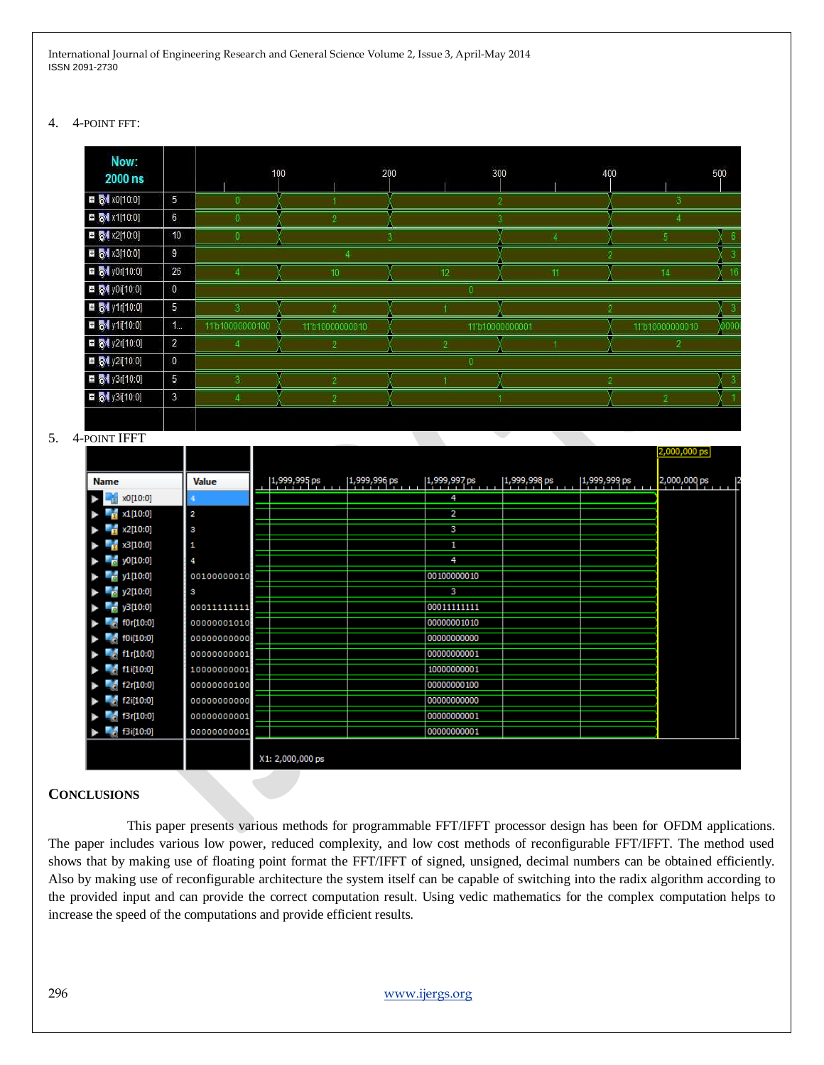4. 4-POINT FFT:

| Now: 2000 ns | | 100 | 200 | 300 | 400 | 500 |
|---|---|---|---|---|---|---|
| x0[10:0] | 5 | 0 | 1 | 2 | 3 | |
| x1[10:0] | 6 | 0 | 2 | 3 | 4 | |
| x2[10:0] | 10 | 0 | 3 | 4 | 5 | 6 |
| x3[10:0] | 9 | 4 | | 2 | | 3 |
| y0r[10:0] | 25 | 4 | 10 | 12 | 11 | 14 | 16 |
| y0i[10:0] | 0 | 0 | | | | |
| y1r[10:0] | 5 | 3 | 2 | 1 | 2 | 3 |
| y1i[10:0] | 1... | 11'b10000000100 | 11'b10000000010 | 11'b10000000001 | 11'b10000000010 | 0000 |
| y2r[10:0] | 2 | 4 | 2 | 2 | 1 | 2 |
| y2i[10:0] | 0 | 0 | | | | |
| y3r[10:0] | 5 | 3 | 2 | 1 | 2 | 3 |
| y3i[10:0] | 3 | 4 | 2 | 1 | 2 | 1 |

5. 4-POINT IFFT

| Name | Value | 1,999,995 ps … 2,000,000 ps |
|---|---|---|
| x0[10:0] | 4 | 4 |
| x1[10:0] | 2 | 2 |
| x2[10:0] | 3 | 3 |
| x3[10:0] | 1 | 1 |
| y0[10:0] | 4 | 4 |
| y1[10:0] | 00100000010 | 00100000010 |
| y2[10:0] | 3 | 3 |
| y3[10:0] | 00011111111 | 00011111111 |
| f0r[10:0] | 00000001010 | 00000001010 |
| f0i[10:0] | 00000000000 | 00000000000 |
| f1r[10:0] | 00000000001 | 00000000001 |
| f1i[10:0] | 10000000001 | 10000000001 |
| f2r[10:0] | 00000000100 | 00000000100 |
| f2i[10:0] | 00000000000 | 00000000000 |
| f3r[10:0] | 00000000001 | 00000000001 |
| f3i[10:0] | 00000000001 | 00000000001 |

X1: 2,000,000 ps

## CONCLUSIONS

This paper presents various methods for programmable FFT/IFFT processor design has been for OFDM applications. The paper includes various low power, reduced complexity, and low cost methods of reconfigurable FFT/IFFT. The method used shows that by making use of floating point format the FFT/IFFT of signed, unsigned, decimal numbers can be obtained efficiently. Also by making use of reconfigurable architecture the system itself can be capable of switching into the radix algorithm according to the provided input and can provide the correct computation result. Using vedic mathematics for the complex computation helps to increase the speed of the computations and provide efficient results.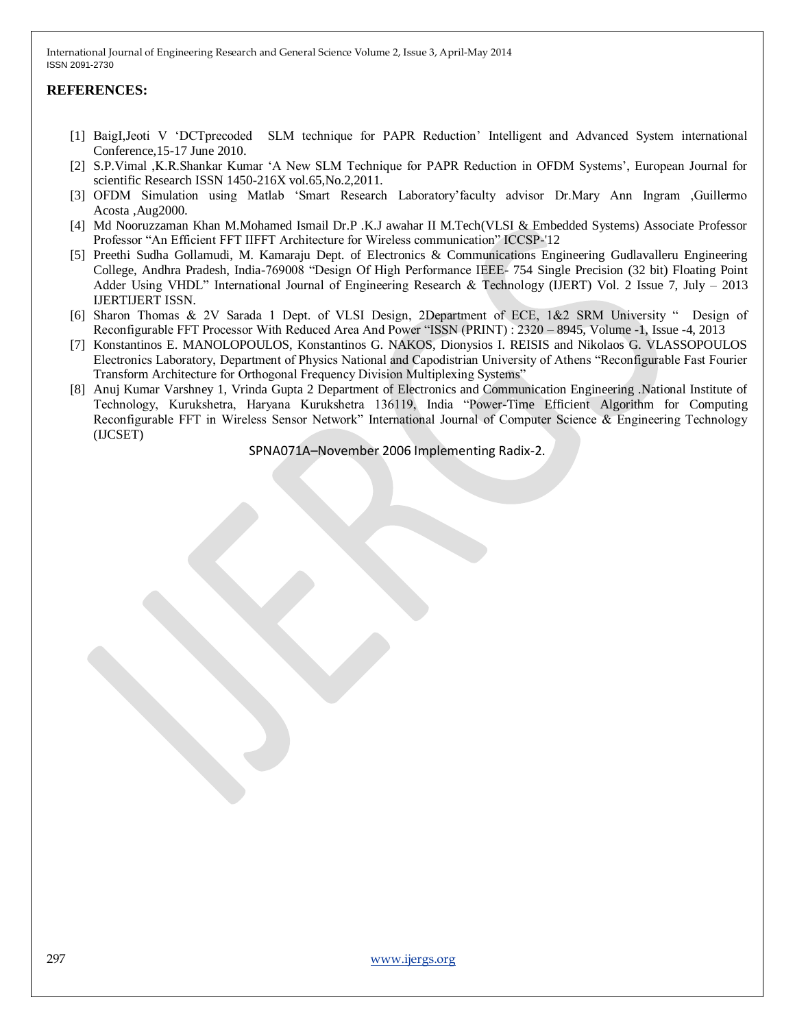**REFERENCES:**

[1] BaigI,Jeoti V 'DCTprecoded SLM technique for PAPR Reduction' Intelligent and Advanced System international Conference,15-17 June 2010.

[2] S.P.Vimal ,K.R.Shankar Kumar 'A New SLM Technique for PAPR Reduction in OFDM Systems', European Journal for scientific Research ISSN 1450-216X vol.65,No.2,2011.

[3] OFDM Simulation using Matlab 'Smart Research Laboratory'faculty advisor Dr.Mary Ann Ingram ,Guillermo Acosta ,Aug2000.

[4] Md Nooruzzaman Khan M.Mohamed Ismail Dr.P .K.J awahar II M.Tech(VLSI & Embedded Systems) Associate Professor Professor "An Efficient FFT IIFFT Architecture for Wireless communication" ICCSP-'12

[5] Preethi Sudha Gollamudi, M. Kamaraju Dept. of Electronics & Communications Engineering Gudlavalleru Engineering College, Andhra Pradesh, India-769008 "Design Of High Performance IEEE- 754 Single Precision (32 bit) Floating Point Adder Using VHDL" International Journal of Engineering Research & Technology (IJERT) Vol. 2 Issue 7, July – 2013 IJERTIJERT ISSN.

[6] Sharon Thomas & 2V Sarada 1 Dept. of VLSI Design, 2Department of ECE, 1&2 SRM University " Design of Reconfigurable FFT Processor With Reduced Area And Power "ISSN (PRINT) : 2320 – 8945, Volume -1, Issue -4, 2013

[7] Konstantinos E. MANOLOPOULOS, Konstantinos G. NAKOS, Dionysios I. REISIS and Nikolaos G. VLASSOPOULOS Electronics Laboratory, Department of Physics National and Capodistrian University of Athens "Reconfigurable Fast Fourier Transform Architecture for Orthogonal Frequency Division Multiplexing Systems"

[8] Anuj Kumar Varshney 1, Vrinda Gupta 2 Department of Electronics and Communication Engineering .National Institute of Technology, Kurukshetra, Haryana Kurukshetra 136119, India "Power-Time Efficient Algorithm for Computing Reconfigurable FFT in Wireless Sensor Network" International Journal of Computer Science & Engineering Technology (IJCSET)

SPNA071A–November 2006 Implementing Radix-2.